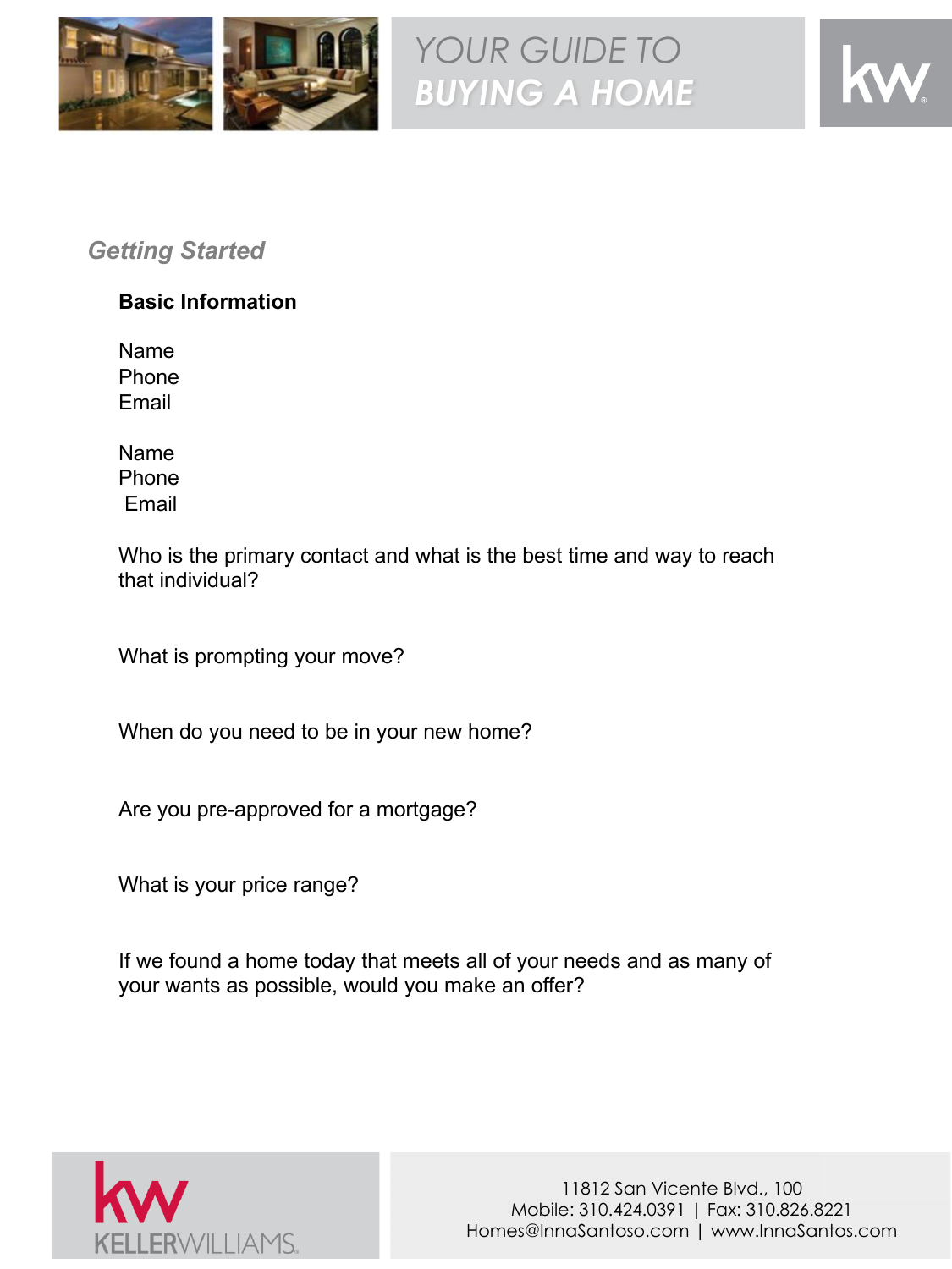# YOUR GUIDE TO BUYING A HOME

## *Getting Started*

### Basic Information

Name
Phone
Email

Name
Phone
Email

Who is the primary contact and what is the best time and way to reach that individual?

What is prompting your move?

When do you need to be in your new home?

Are you pre-approved for a mortgage?

What is your price range?

If we found a home today that meets all of your needs and as many of your wants as possible, would you make an offer?

KELLERWILLIAMS.

11812 San Vicente Blvd., 100
Mobile: 310.424.0391 | Fax: 310.826.8221
Homes@InnaSantoso.com | www.InnaSantos.com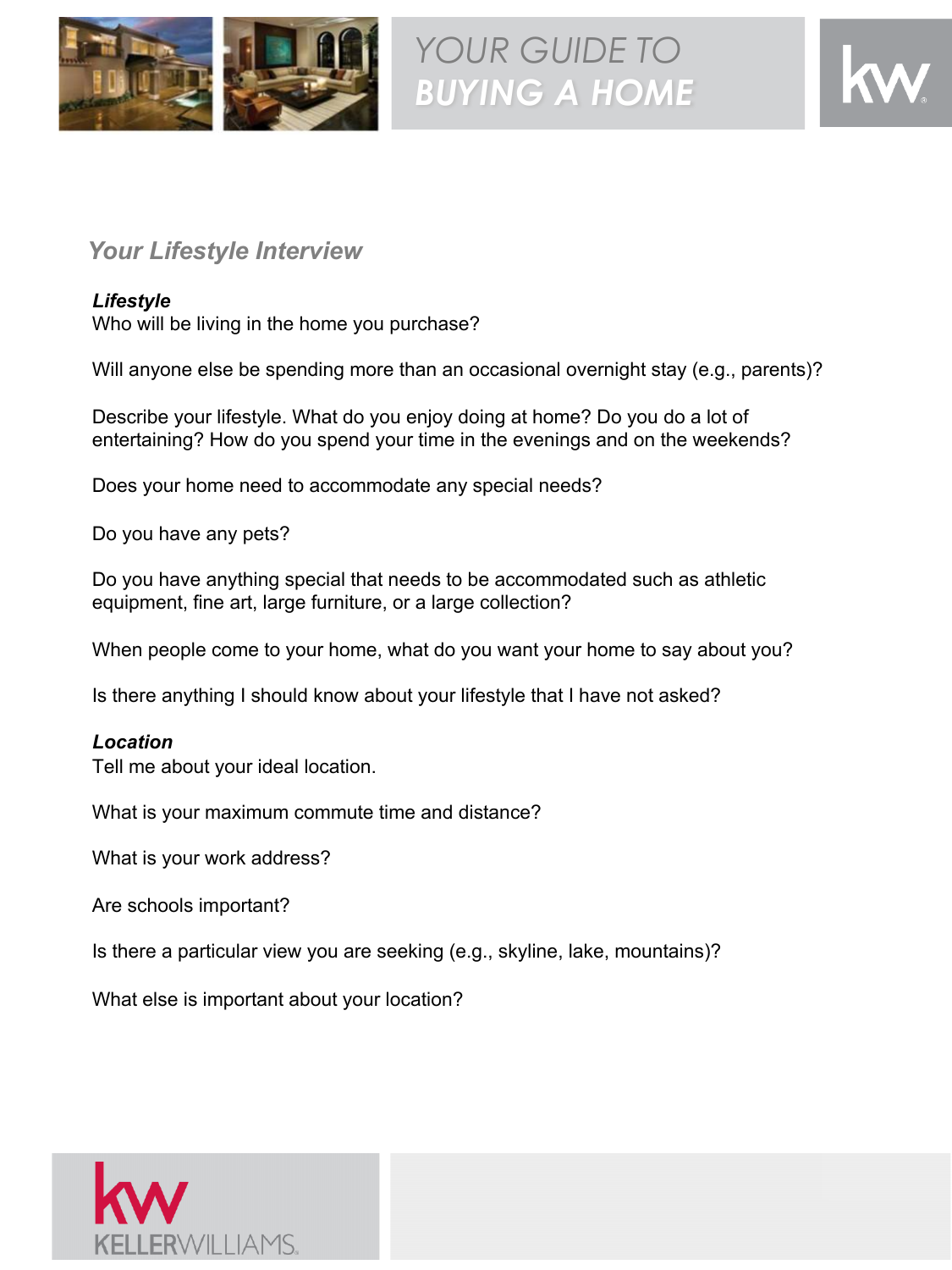## Your Lifestyle Interview

### *Lifestyle*

Who will be living in the home you purchase?

Will anyone else be spending more than an occasional overnight stay (e.g., parents)?

Describe your lifestyle. What do you enjoy doing at home? Do you do a lot of entertaining? How do you spend your time in the evenings and on the weekends?

Does your home need to accommodate any special needs?

Do you have any pets?

Do you have anything special that needs to be accommodated such as athletic equipment, fine art, large furniture, or a large collection?

When people come to your home, what do you want your home to say about you?

Is there anything I should know about your lifestyle that I have not asked?

### *Location*

Tell me about your ideal location.

What is your maximum commute time and distance?

What is your work address?

Are schools important?

Is there a particular view you are seeking (e.g., skyline, lake, mountains)?

What else is important about your location?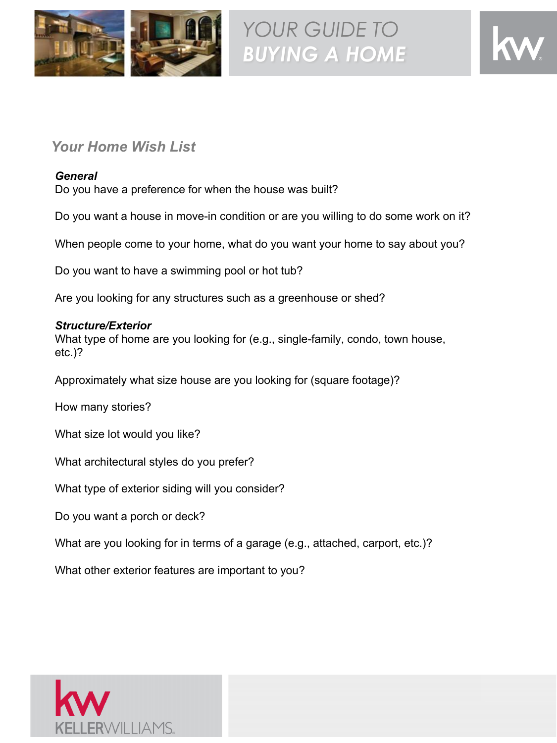## Your Home Wish List

### *General*

Do you have a preference for when the house was built?

Do you want a house in move-in condition or are you willing to do some work on it?

When people come to your home, what do you want your home to say about you?

Do you want to have a swimming pool or hot tub?

Are you looking for any structures such as a greenhouse or shed?

### *Structure/Exterior*

What type of home are you looking for (e.g., single-family, condo, town house, etc.)?

Approximately what size house are you looking for (square footage)?

How many stories?

What size lot would you like?

What architectural styles do you prefer?

What type of exterior siding will you consider?

Do you want a porch or deck?

What are you looking for in terms of a garage (e.g., attached, carport, etc.)?

What other exterior features are important to you?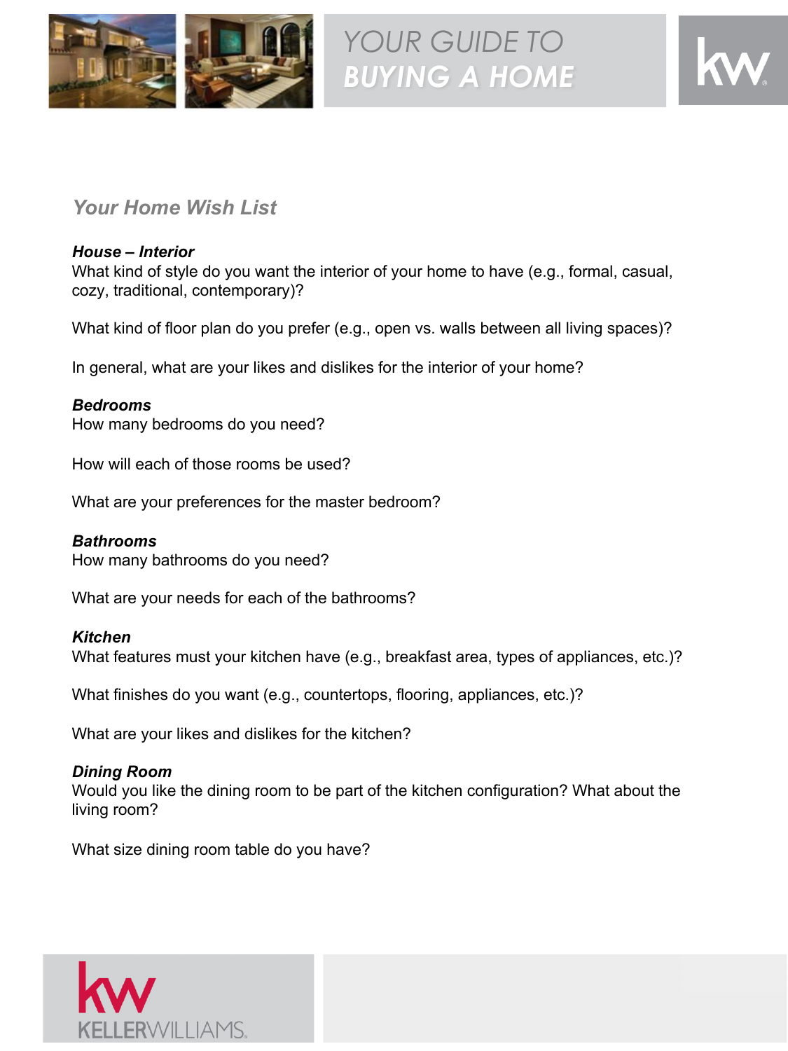## Your Home Wish List

### *House – Interior*

What kind of style do you want the interior of your home to have (e.g., formal, casual, cozy, traditional, contemporary)?

What kind of floor plan do you prefer (e.g., open vs. walls between all living spaces)?

In general, what are your likes and dislikes for the interior of your home?

### *Bedrooms*

How many bedrooms do you need?

How will each of those rooms be used?

What are your preferences for the master bedroom?

### *Bathrooms*

How many bathrooms do you need?

What are your needs for each of the bathrooms?

### *Kitchen*

What features must your kitchen have (e.g., breakfast area, types of appliances, etc.)?

What finishes do you want (e.g., countertops, flooring, appliances, etc.)?

What are your likes and dislikes for the kitchen?

### *Dining Room*

Would you like the dining room to be part of the kitchen configuration? What about the living room?

What size dining room table do you have?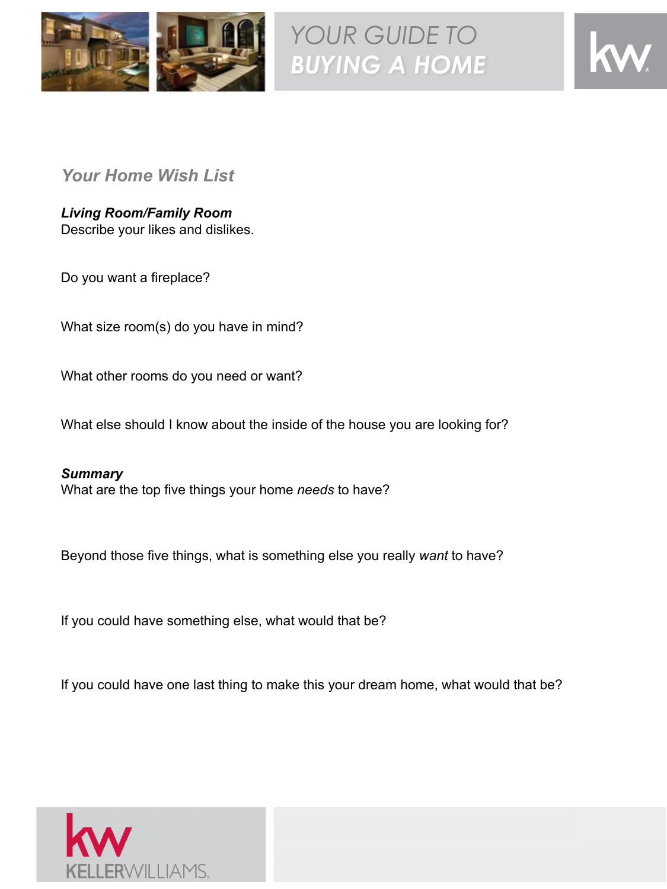## Your Home Wish List

### *Living Room/Family Room*

Describe your likes and dislikes.

Do you want a fireplace?

What size room(s) do you have in mind?

What other rooms do you need or want?

What else should I know about the inside of the house you are looking for?

### *Summary*

What are the top five things your home *needs* to have?

Beyond those five things, what is something else you really *want* to have?

If you could have something else, what would that be?

If you could have one last thing to make this your dream home, what would that be?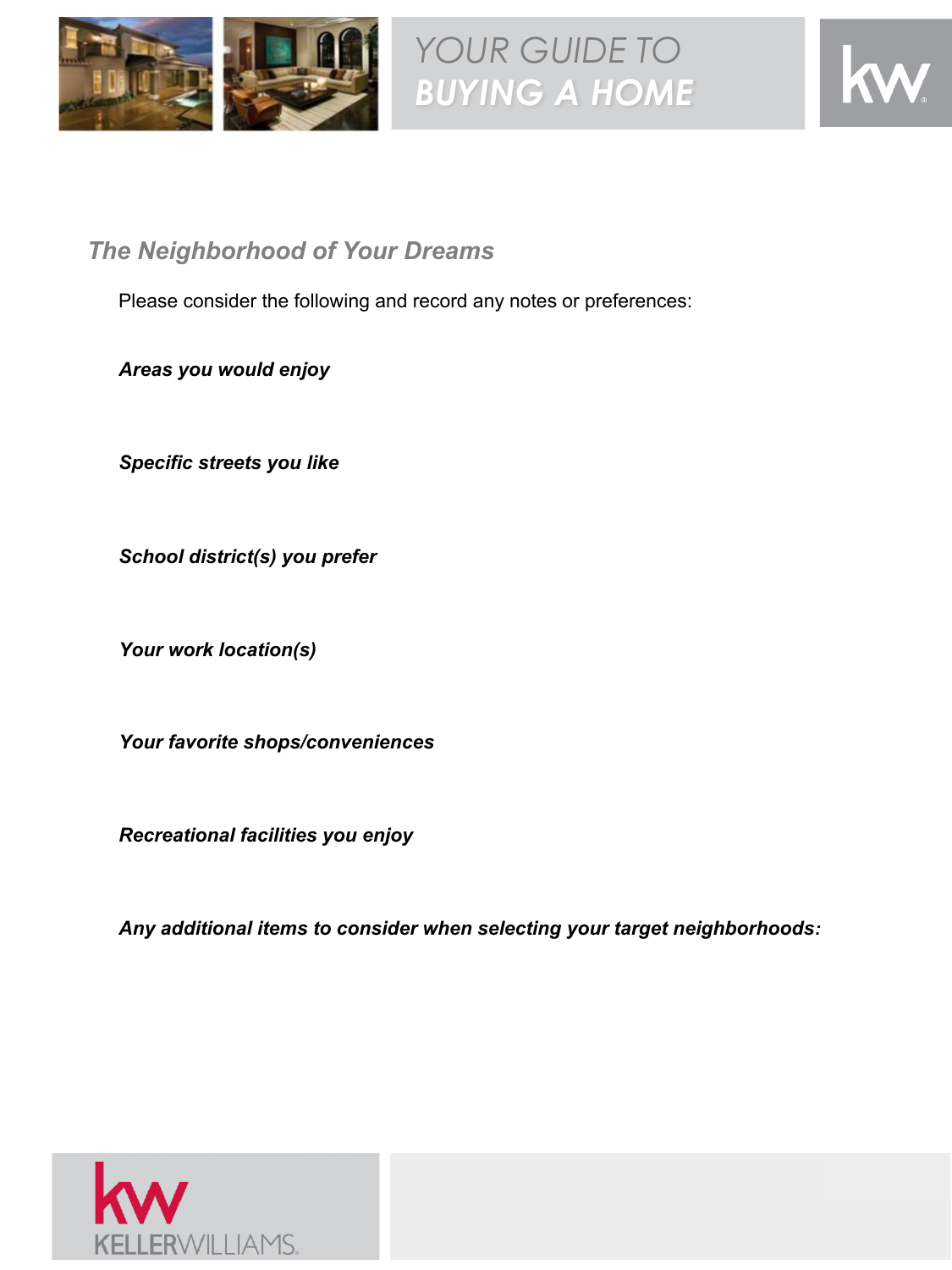## The Neighborhood of Your Dreams

Please consider the following and record any notes or preferences:

***Areas you would enjoy***

***Specific streets you like***

***School district(s) you prefer***

***Your work location(s)***

***Your favorite shops/conveniences***

***Recreational facilities you enjoy***

***Any additional items to consider when selecting your target neighborhoods:***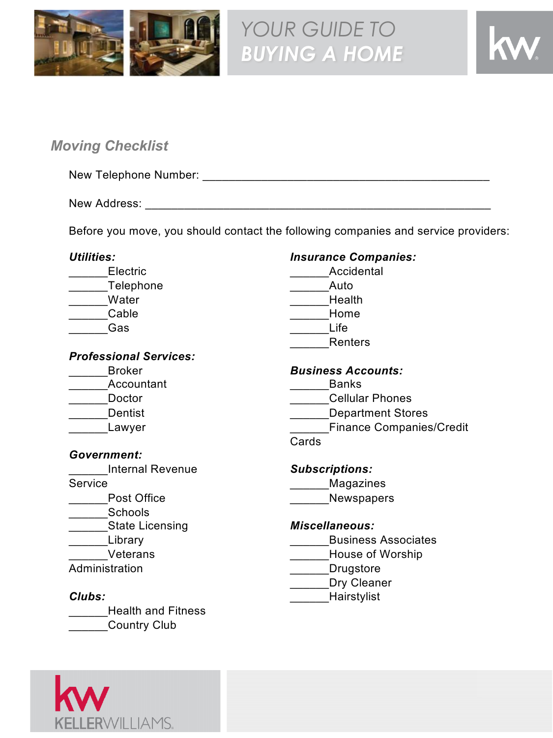## Moving Checklist

New Telephone Number: ______________________________________________

New Address: ________________________________________________________

Before you move, you should contact the following companies and service providers:

***Utilities:***

______Electric
______Telephone
______Water
______Cable
______Gas

***Professional Services:***

______Broker
______Accountant
______Doctor
______Dentist
______Lawyer

***Government:***

______Internal Revenue Service
______Post Office
______Schools
______State Licensing
______Library
______Veterans Administration

***Clubs:***

______Health and Fitness
______Country Club

***Insurance Companies:***

______Accidental
______Auto
______Health
______Home
______Life
______Renters

***Business Accounts:***

______Banks
______Cellular Phones
______Department Stores
______Finance Companies/Credit Cards

***Subscriptions:***

______Magazines
______Newspapers

***Miscellaneous:***

______Business Associates
______House of Worship
______Drugstore
______Dry Cleaner
______Hairstylist